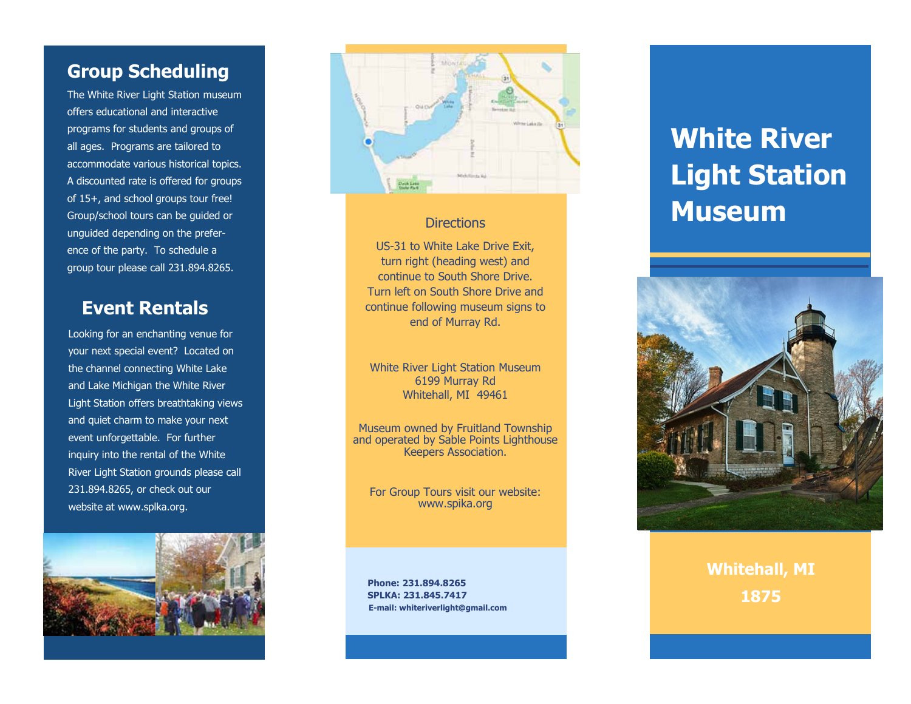## Group Scheduling

The White River Light Station museum offers educational and interactive programs for students and groups of all ages. Programs are tailored to accommodate various historical topics. A discounted rate is offered for groups of 15+, and school groups tour free! Group/school tours can be guided or unguided depending on the preference of the party. To schedule a group tour please call 231.894.8265.

## Event Rentals

Looking for an enchanting venue for your next special event? Located on the channel connecting White Lake and Lake Michigan the White River Light Station offers breathtaking views and quiet charm to make your next event unforgettable. For further inquiry into the rental of the White River Light Station grounds please call 231.894.8265, or check out our website at www.splka.org.

### Directions

US-31 to White Lake Drive Exit, turn right (heading west) and continue to South Shore Drive. Turn left on South Shore Drive and continue following museum signs to end of Murray Rd.

White River Light Station Museum
6199 Murray Rd
Whitehall, MI 49461

Museum owned by Fruitland Township and operated by Sable Points Lighthouse Keepers Association.

For Group Tours visit our website:
www.spika.org

**Phone: 231.894.8265**
**SPLKA: 231.845.7417**
**E-mail: whiteriverlight@gmail.com**

# White River Light Station Museum

**Whitehall, MI**

**1875**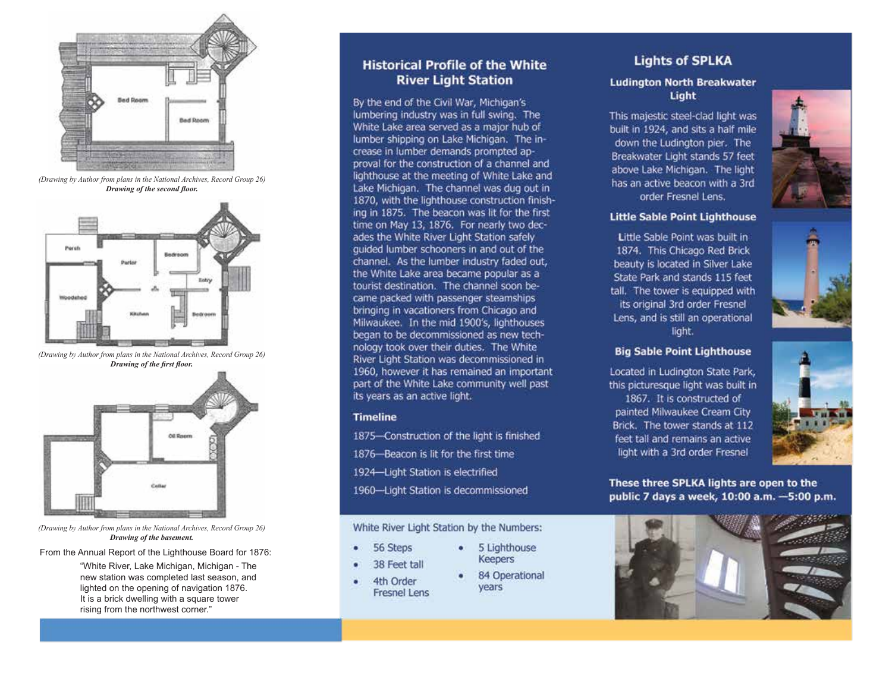*(Drawing by Author from plans in the National Archives, Record Group 26)*
***Drawing of the second floor.***

*(Drawing by Author from plans in the National Archives, Record Group 26)*
***Drawing of the first floor.***

*(Drawing by Author from plans in the National Archives, Record Group 26)*
***Drawing of the basement.***

From the Annual Report of the Lighthouse Board for 1876:

> "White River, Lake Michigan, Michigan - The new station was completed last season, and lighted on the opening of navigation 1876. It is a brick dwelling with a square tower rising from the northwest corner."

## Historical Profile of the White River Light Station

By the end of the Civil War, Michigan's lumbering industry was in full swing. The White Lake area served as a major hub of lumber shipping on Lake Michigan. The increase in lumber demands prompted approval for the construction of a channel and lighthouse at the meeting of White Lake and Lake Michigan. The channel was dug out in 1870, with the lighthouse construction finishing in 1875. The beacon was lit for the first time on May 13, 1876. For nearly two decades the White River Light Station safely guided lumber schooners in and out of the channel. As the lumber industry faded out, the White Lake area became popular as a tourist destination. The channel soon became packed with passenger steamships bringing in vacationers from Chicago and Milwaukee. In the mid 1900's, lighthouses began to be decommissioned as new technology took over their duties. The White River Light Station was decommissioned in 1960, however it has remained an important part of the White Lake community well past its years as an active light.

### Timeline

1875—Construction of the light is finished

1876—Beacon is lit for the first time

1924—Light Station is electrified

1960—Light Station is decommissioned

White River Light Station by the Numbers:

- 56 Steps
- 38 Feet tall
- 4th Order Fresnel Lens
- 5 Lighthouse Keepers
- 84 Operational years

## Lights of SPLKA

### Ludington North Breakwater Light

This majestic steel-clad light was built in 1924, and sits a half mile down the Ludington pier. The Breakwater Light stands 57 feet above Lake Michigan. The light has an active beacon with a 3rd order Fresnel Lens.

### Little Sable Point Lighthouse

Little Sable Point was built in 1874. This Chicago Red Brick beauty is located in Silver Lake State Park and stands 115 feet tall. The tower is equipped with its original 3rd order Fresnel Lens, and is still an operational light.

### Big Sable Point Lighthouse

Located in Ludington State Park, this picturesque light was built in 1867. It is constructed of painted Milwaukee Cream City Brick. The tower stands at 112 feet tall and remains an active light with a 3rd order Fresnel

**These three SPLKA lights are open to the public 7 days a week, 10:00 a.m. —5:00 p.m.**